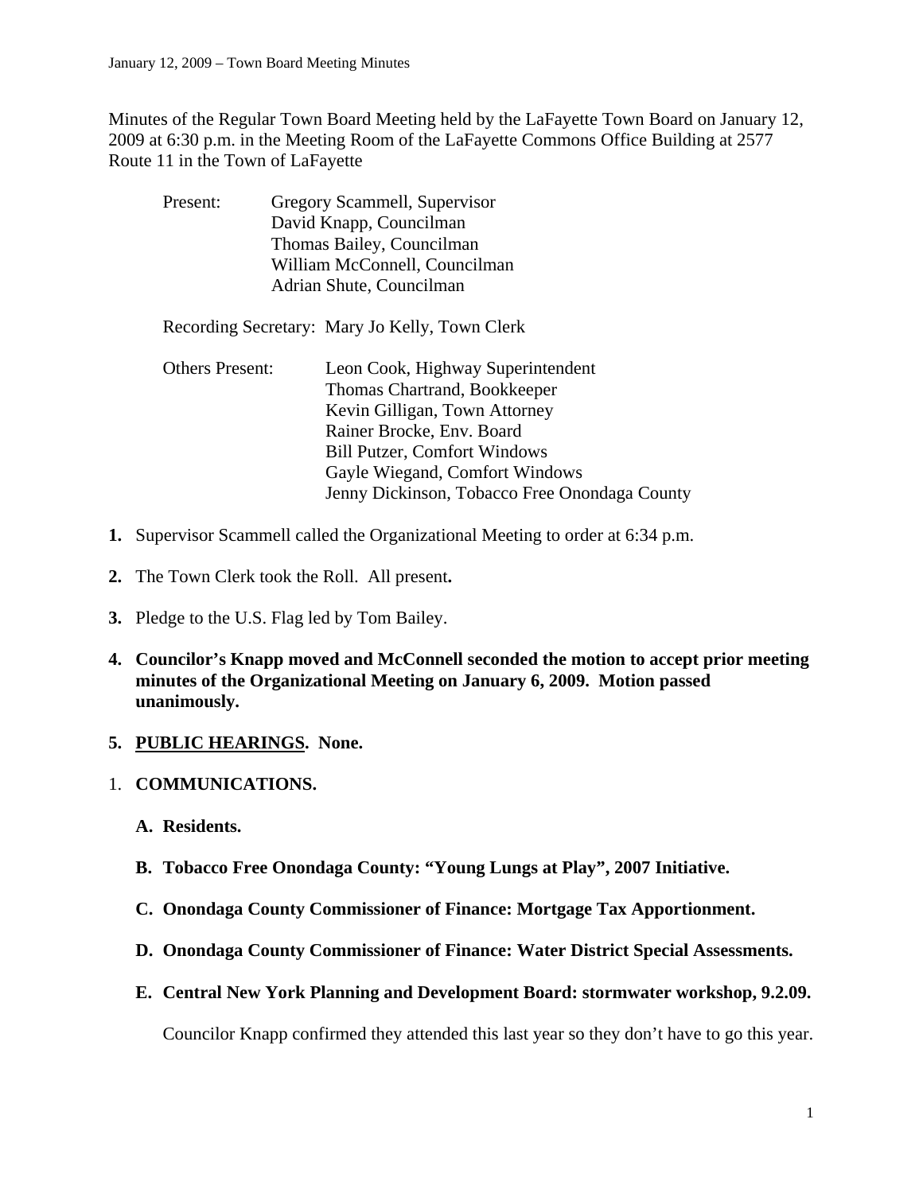Minutes of the Regular Town Board Meeting held by the LaFayette Town Board on January 12, 2009 at 6:30 p.m. in the Meeting Room of the LaFayette Commons Office Building at 2577 Route 11 in the Town of LaFayette

Present: Gregory Scammell, Supervisor
David Knapp, Councilman
Thomas Bailey, Councilman
William McConnell, Councilman
Adrian Shute, Councilman

Recording Secretary: Mary Jo Kelly, Town Clerk

Others Present: Leon Cook, Highway Superintendent
Thomas Chartrand, Bookkeeper
Kevin Gilligan, Town Attorney
Rainer Brocke, Env. Board
Bill Putzer, Comfort Windows
Gayle Wiegand, Comfort Windows
Jenny Dickinson, Tobacco Free Onondaga County

**1.** Supervisor Scammell called the Organizational Meeting to order at 6:34 p.m.

**2.** The Town Clerk took the Roll. All present**.**

**3.** Pledge to the U.S. Flag led by Tom Bailey.

**4. Councilor's Knapp moved and McConnell seconded the motion to accept prior meeting minutes of the Organizational Meeting on January 6, 2009. Motion passed unanimously.**

**5. PUBLIC HEARINGS. None.**

1. **COMMUNICATIONS.**

   **A. Residents.**

   **B. Tobacco Free Onondaga County: "Young Lungs at Play", 2007 Initiative.**

   **C. Onondaga County Commissioner of Finance: Mortgage Tax Apportionment.**

   **D. Onondaga County Commissioner of Finance: Water District Special Assessments.**

   **E. Central New York Planning and Development Board: stormwater workshop, 9.2.09.**

   Councilor Knapp confirmed they attended this last year so they don't have to go this year.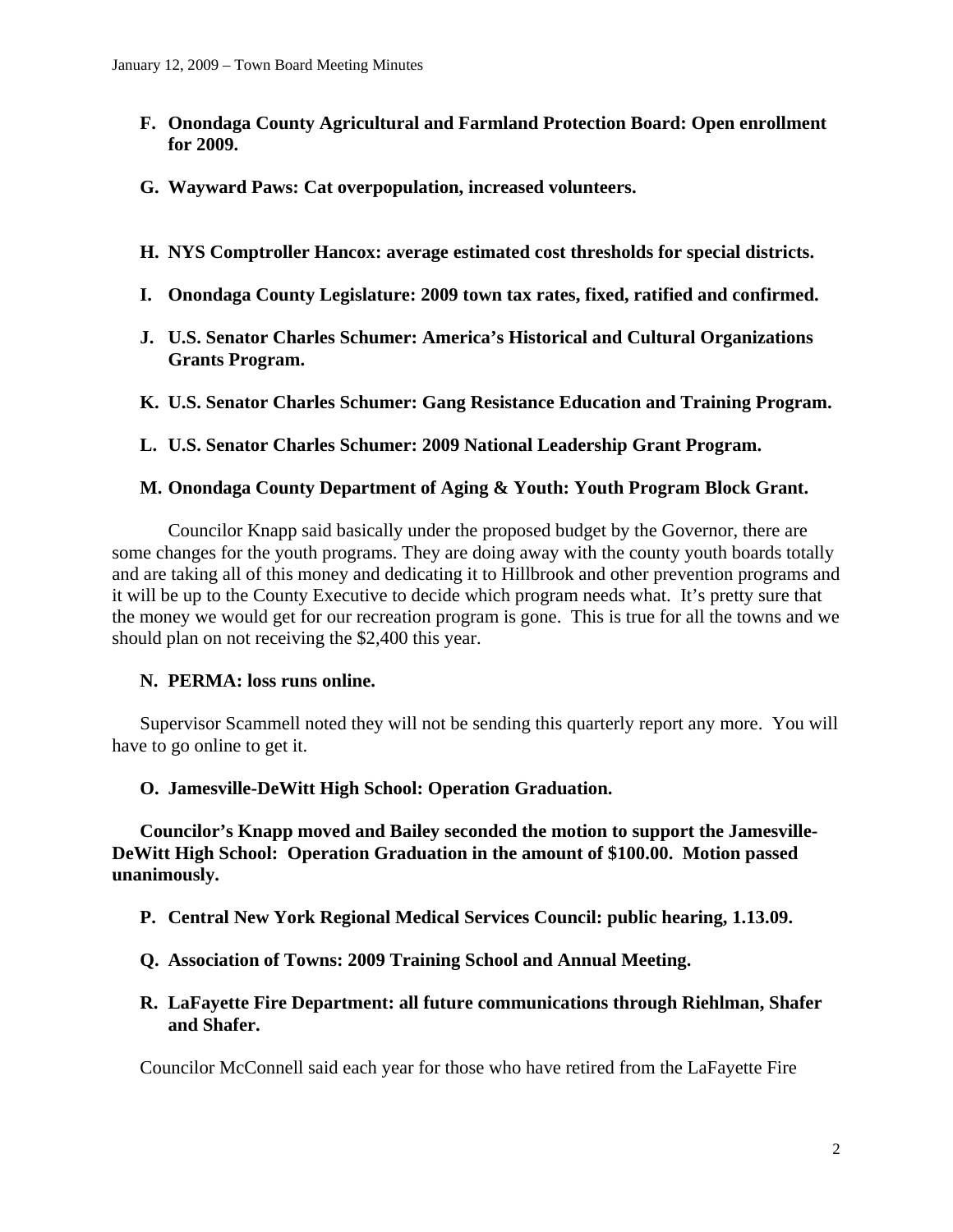**F. Onondaga County Agricultural and Farmland Protection Board: Open enrollment for 2009.**

**G. Wayward Paws: Cat overpopulation, increased volunteers.**

**H. NYS Comptroller Hancox: average estimated cost thresholds for special districts.**

**I. Onondaga County Legislature: 2009 town tax rates, fixed, ratified and confirmed.**

**J. U.S. Senator Charles Schumer: America's Historical and Cultural Organizations Grants Program.**

**K. U.S. Senator Charles Schumer: Gang Resistance Education and Training Program.**

**L. U.S. Senator Charles Schumer: 2009 National Leadership Grant Program.**

**M. Onondaga County Department of Aging & Youth: Youth Program Block Grant.**

Councilor Knapp said basically under the proposed budget by the Governor, there are some changes for the youth programs. They are doing away with the county youth boards totally and are taking all of this money and dedicating it to Hillbrook and other prevention programs and it will be up to the County Executive to decide which program needs what. It's pretty sure that the money we would get for our recreation program is gone. This is true for all the towns and we should plan on not receiving the $2,400 this year.

**N. PERMA: loss runs online.**

Supervisor Scammell noted they will not be sending this quarterly report any more. You will have to go online to get it.

**O. Jamesville-DeWitt High School: Operation Graduation.**

**Councilor's Knapp moved and Bailey seconded the motion to support the Jamesville-DeWitt High School: Operation Graduation in the amount of $100.00. Motion passed unanimously.**

**P. Central New York Regional Medical Services Council: public hearing, 1.13.09.**

**Q. Association of Towns: 2009 Training School and Annual Meeting.**

**R. LaFayette Fire Department: all future communications through Riehlman, Shafer and Shafer.**

Councilor McConnell said each year for those who have retired from the LaFayette Fire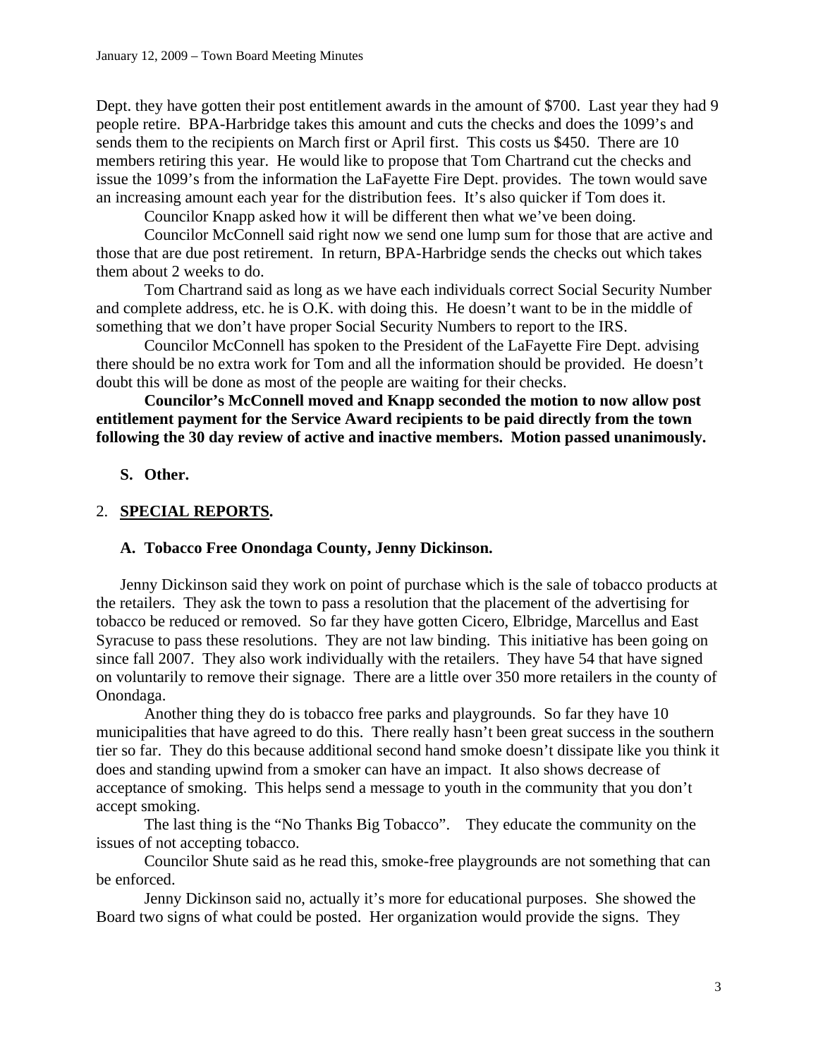Dept. they have gotten their post entitlement awards in the amount of $700. Last year they had 9 people retire. BPA-Harbridge takes this amount and cuts the checks and does the 1099's and sends them to the recipients on March first or April first. This costs us $450. There are 10 members retiring this year. He would like to propose that Tom Chartrand cut the checks and issue the 1099's from the information the LaFayette Fire Dept. provides. The town would save an increasing amount each year for the distribution fees. It's also quicker if Tom does it.

Councilor Knapp asked how it will be different then what we've been doing.

Councilor McConnell said right now we send one lump sum for those that are active and those that are due post retirement. In return, BPA-Harbridge sends the checks out which takes them about 2 weeks to do.

Tom Chartrand said as long as we have each individuals correct Social Security Number and complete address, etc. he is O.K. with doing this. He doesn't want to be in the middle of something that we don't have proper Social Security Numbers to report to the IRS.

Councilor McConnell has spoken to the President of the LaFayette Fire Dept. advising there should be no extra work for Tom and all the information should be provided. He doesn't doubt this will be done as most of the people are waiting for their checks.

**Councilor's McConnell moved and Knapp seconded the motion to now allow post entitlement payment for the Service Award recipients to be paid directly from the town following the 30 day review of active and inactive members. Motion passed unanimously.**

**S. Other.**

## 2. **SPECIAL REPORTS.**

### A. Tobacco Free Onondaga County, Jenny Dickinson.

Jenny Dickinson said they work on point of purchase which is the sale of tobacco products at the retailers. They ask the town to pass a resolution that the placement of the advertising for tobacco be reduced or removed. So far they have gotten Cicero, Elbridge, Marcellus and East Syracuse to pass these resolutions. They are not law binding. This initiative has been going on since fall 2007. They also work individually with the retailers. They have 54 that have signed on voluntarily to remove their signage. There are a little over 350 more retailers in the county of Onondaga.

Another thing they do is tobacco free parks and playgrounds. So far they have 10 municipalities that have agreed to do this. There really hasn't been great success in the southern tier so far. They do this because additional second hand smoke doesn't dissipate like you think it does and standing upwind from a smoker can have an impact. It also shows decrease of acceptance of smoking. This helps send a message to youth in the community that you don't accept smoking.

The last thing is the "No Thanks Big Tobacco". They educate the community on the issues of not accepting tobacco.

Councilor Shute said as he read this, smoke-free playgrounds are not something that can be enforced.

Jenny Dickinson said no, actually it's more for educational purposes. She showed the Board two signs of what could be posted. Her organization would provide the signs. They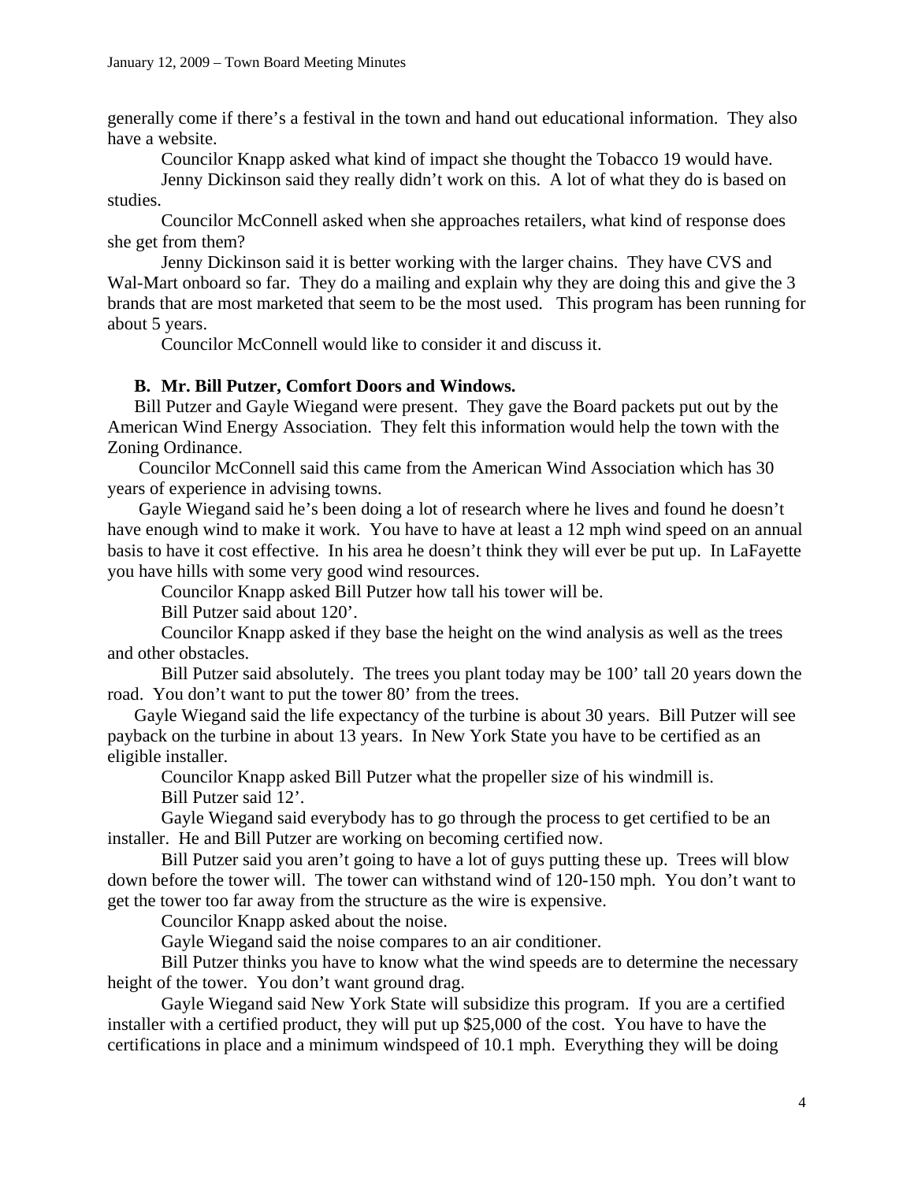generally come if there's a festival in the town and hand out educational information. They also have a website.

Councilor Knapp asked what kind of impact she thought the Tobacco 19 would have.

Jenny Dickinson said they really didn't work on this. A lot of what they do is based on studies.

Councilor McConnell asked when she approaches retailers, what kind of response does she get from them?

Jenny Dickinson said it is better working with the larger chains. They have CVS and Wal-Mart onboard so far. They do a mailing and explain why they are doing this and give the 3 brands that are most marketed that seem to be the most used. This program has been running for about 5 years.

Councilor McConnell would like to consider it and discuss it.

**B. Mr. Bill Putzer, Comfort Doors and Windows.**

Bill Putzer and Gayle Wiegand were present. They gave the Board packets put out by the American Wind Energy Association. They felt this information would help the town with the Zoning Ordinance.

Councilor McConnell said this came from the American Wind Association which has 30 years of experience in advising towns.

Gayle Wiegand said he's been doing a lot of research where he lives and found he doesn't have enough wind to make it work. You have to have at least a 12 mph wind speed on an annual basis to have it cost effective. In his area he doesn't think they will ever be put up. In LaFayette you have hills with some very good wind resources.

Councilor Knapp asked Bill Putzer how tall his tower will be.

Bill Putzer said about 120'.

Councilor Knapp asked if they base the height on the wind analysis as well as the trees and other obstacles.

Bill Putzer said absolutely. The trees you plant today may be 100' tall 20 years down the road. You don't want to put the tower 80' from the trees.

Gayle Wiegand said the life expectancy of the turbine is about 30 years. Bill Putzer will see payback on the turbine in about 13 years. In New York State you have to be certified as an eligible installer.

Councilor Knapp asked Bill Putzer what the propeller size of his windmill is.

Bill Putzer said 12'.

Gayle Wiegand said everybody has to go through the process to get certified to be an installer. He and Bill Putzer are working on becoming certified now.

Bill Putzer said you aren't going to have a lot of guys putting these up. Trees will blow down before the tower will. The tower can withstand wind of 120-150 mph. You don't want to get the tower too far away from the structure as the wire is expensive.

Councilor Knapp asked about the noise.

Gayle Wiegand said the noise compares to an air conditioner.

Bill Putzer thinks you have to know what the wind speeds are to determine the necessary height of the tower. You don't want ground drag.

Gayle Wiegand said New York State will subsidize this program. If you are a certified installer with a certified product, they will put up $25,000 of the cost. You have to have the certifications in place and a minimum windspeed of 10.1 mph. Everything they will be doing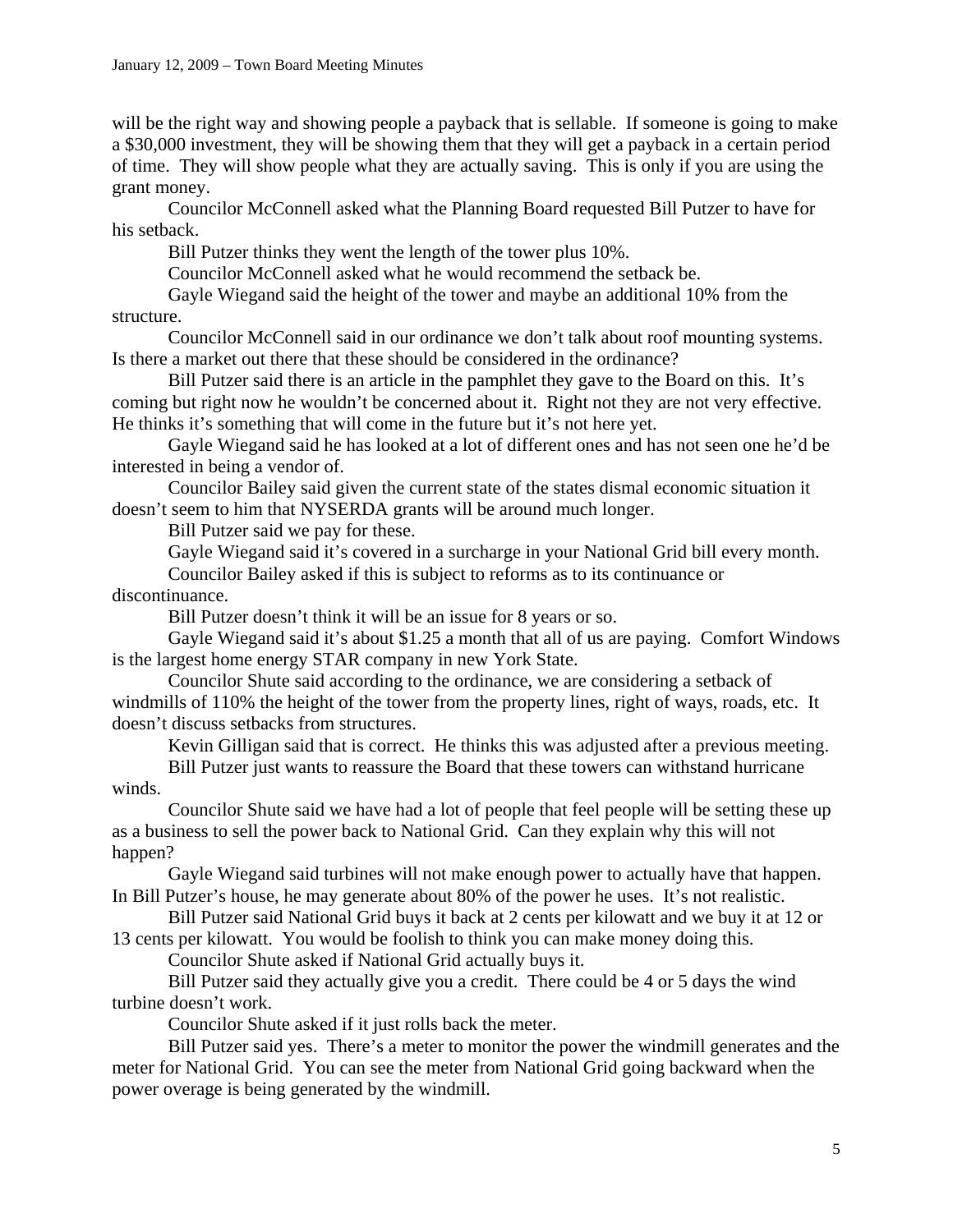will be the right way and showing people a payback that is sellable. If someone is going to make a $30,000 investment, they will be showing them that they will get a payback in a certain period of time. They will show people what they are actually saving. This is only if you are using the grant money.

Councilor McConnell asked what the Planning Board requested Bill Putzer to have for his setback.

Bill Putzer thinks they went the length of the tower plus 10%.

Councilor McConnell asked what he would recommend the setback be.

Gayle Wiegand said the height of the tower and maybe an additional 10% from the structure.

Councilor McConnell said in our ordinance we don't talk about roof mounting systems. Is there a market out there that these should be considered in the ordinance?

Bill Putzer said there is an article in the pamphlet they gave to the Board on this. It's coming but right now he wouldn't be concerned about it. Right not they are not very effective. He thinks it's something that will come in the future but it's not here yet.

Gayle Wiegand said he has looked at a lot of different ones and has not seen one he'd be interested in being a vendor of.

Councilor Bailey said given the current state of the states dismal economic situation it doesn't seem to him that NYSERDA grants will be around much longer.

Bill Putzer said we pay for these.

Gayle Wiegand said it's covered in a surcharge in your National Grid bill every month.

Councilor Bailey asked if this is subject to reforms as to its continuance or discontinuance.

Bill Putzer doesn't think it will be an issue for 8 years or so.

Gayle Wiegand said it's about $1.25 a month that all of us are paying. Comfort Windows is the largest home energy STAR company in new York State.

Councilor Shute said according to the ordinance, we are considering a setback of windmills of 110% the height of the tower from the property lines, right of ways, roads, etc. It doesn't discuss setbacks from structures.

Kevin Gilligan said that is correct. He thinks this was adjusted after a previous meeting.

Bill Putzer just wants to reassure the Board that these towers can withstand hurricane winds.

Councilor Shute said we have had a lot of people that feel people will be setting these up as a business to sell the power back to National Grid. Can they explain why this will not happen?

Gayle Wiegand said turbines will not make enough power to actually have that happen. In Bill Putzer's house, he may generate about 80% of the power he uses. It's not realistic.

Bill Putzer said National Grid buys it back at 2 cents per kilowatt and we buy it at 12 or 13 cents per kilowatt. You would be foolish to think you can make money doing this.

Councilor Shute asked if National Grid actually buys it.

Bill Putzer said they actually give you a credit. There could be 4 or 5 days the wind turbine doesn't work.

Councilor Shute asked if it just rolls back the meter.

Bill Putzer said yes. There's a meter to monitor the power the windmill generates and the meter for National Grid. You can see the meter from National Grid going backward when the power overage is being generated by the windmill.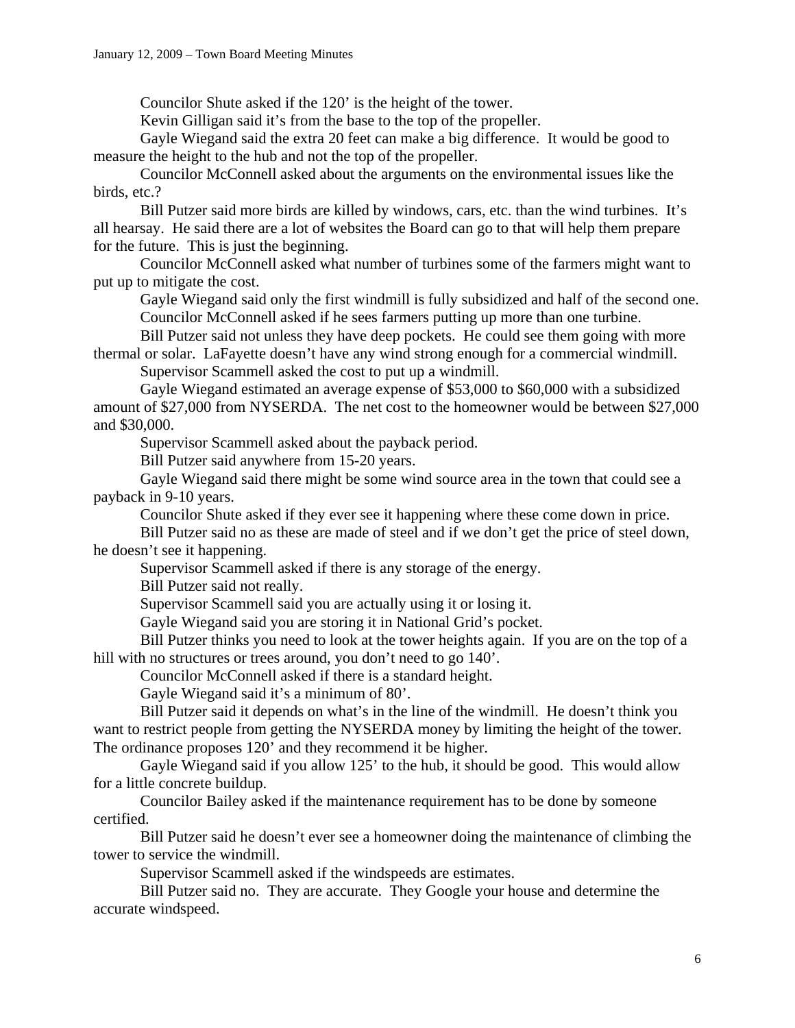Councilor Shute asked if the 120’ is the height of the tower.

Kevin Gilligan said it’s from the base to the top of the propeller.

Gayle Wiegand said the extra 20 feet can make a big difference. It would be good to measure the height to the hub and not the top of the propeller.

Councilor McConnell asked about the arguments on the environmental issues like the birds, etc.?

Bill Putzer said more birds are killed by windows, cars, etc. than the wind turbines. It’s all hearsay. He said there are a lot of websites the Board can go to that will help them prepare for the future. This is just the beginning.

Councilor McConnell asked what number of turbines some of the farmers might want to put up to mitigate the cost.

Gayle Wiegand said only the first windmill is fully subsidized and half of the second one.

Councilor McConnell asked if he sees farmers putting up more than one turbine.

Bill Putzer said not unless they have deep pockets. He could see them going with more thermal or solar. LaFayette doesn’t have any wind strong enough for a commercial windmill.

Supervisor Scammell asked the cost to put up a windmill.

Gayle Wiegand estimated an average expense of $53,000 to $60,000 with a subsidized amount of $27,000 from NYSERDA. The net cost to the homeowner would be between $27,000 and $30,000.

Supervisor Scammell asked about the payback period.

Bill Putzer said anywhere from 15-20 years.

Gayle Wiegand said there might be some wind source area in the town that could see a payback in 9-10 years.

Councilor Shute asked if they ever see it happening where these come down in price.

Bill Putzer said no as these are made of steel and if we don’t get the price of steel down, he doesn’t see it happening.

Supervisor Scammell asked if there is any storage of the energy.

Bill Putzer said not really.

Supervisor Scammell said you are actually using it or losing it.

Gayle Wiegand said you are storing it in National Grid’s pocket.

Bill Putzer thinks you need to look at the tower heights again. If you are on the top of a hill with no structures or trees around, you don’t need to go 140’.

Councilor McConnell asked if there is a standard height.

Gayle Wiegand said it’s a minimum of 80’.

Bill Putzer said it depends on what’s in the line of the windmill. He doesn’t think you want to restrict people from getting the NYSERDA money by limiting the height of the tower. The ordinance proposes 120’ and they recommend it be higher.

Gayle Wiegand said if you allow 125’ to the hub, it should be good. This would allow for a little concrete buildup.

Councilor Bailey asked if the maintenance requirement has to be done by someone certified.

Bill Putzer said he doesn’t ever see a homeowner doing the maintenance of climbing the tower to service the windmill.

Supervisor Scammell asked if the windspeeds are estimates.

Bill Putzer said no. They are accurate. They Google your house and determine the accurate windspeed.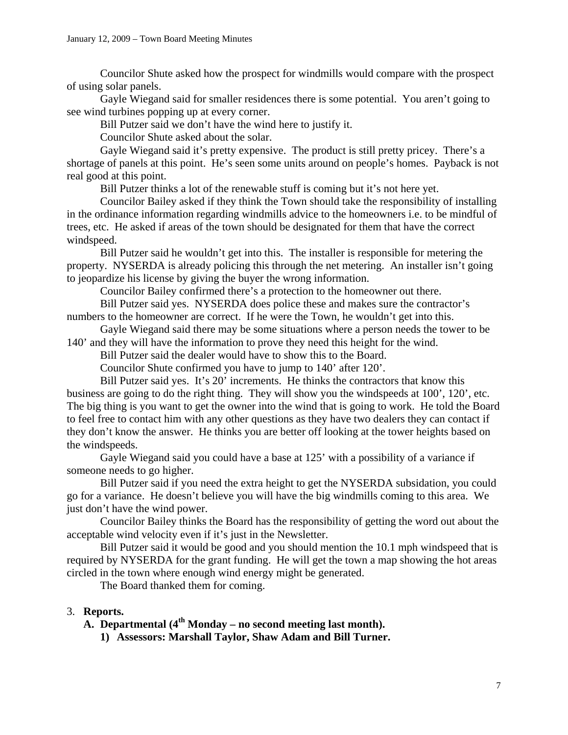Councilor Shute asked how the prospect for windmills would compare with the prospect of using solar panels.

Gayle Wiegand said for smaller residences there is some potential. You aren't going to see wind turbines popping up at every corner.

Bill Putzer said we don't have the wind here to justify it.

Councilor Shute asked about the solar.

Gayle Wiegand said it's pretty expensive. The product is still pretty pricey. There's a shortage of panels at this point. He's seen some units around on people's homes. Payback is not real good at this point.

Bill Putzer thinks a lot of the renewable stuff is coming but it's not here yet.

Councilor Bailey asked if they think the Town should take the responsibility of installing in the ordinance information regarding windmills advice to the homeowners i.e. to be mindful of trees, etc. He asked if areas of the town should be designated for them that have the correct windspeed.

Bill Putzer said he wouldn't get into this. The installer is responsible for metering the property. NYSERDA is already policing this through the net metering. An installer isn't going to jeopardize his license by giving the buyer the wrong information.

Councilor Bailey confirmed there's a protection to the homeowner out there.

Bill Putzer said yes. NYSERDA does police these and makes sure the contractor's numbers to the homeowner are correct. If he were the Town, he wouldn't get into this.

Gayle Wiegand said there may be some situations where a person needs the tower to be 140' and they will have the information to prove they need this height for the wind.

Bill Putzer said the dealer would have to show this to the Board.

Councilor Shute confirmed you have to jump to 140' after 120'.

Bill Putzer said yes. It's 20' increments. He thinks the contractors that know this business are going to do the right thing. They will show you the windspeeds at 100', 120', etc. The big thing is you want to get the owner into the wind that is going to work. He told the Board to feel free to contact him with any other questions as they have two dealers they can contact if they don't know the answer. He thinks you are better off looking at the tower heights based on the windspeeds.

Gayle Wiegand said you could have a base at 125' with a possibility of a variance if someone needs to go higher.

Bill Putzer said if you need the extra height to get the NYSERDA subsidation, you could go for a variance. He doesn't believe you will have the big windmills coming to this area. We just don't have the wind power.

Councilor Bailey thinks the Board has the responsibility of getting the word out about the acceptable wind velocity even if it's just in the Newsletter.

Bill Putzer said it would be good and you should mention the 10.1 mph windspeed that is required by NYSERDA for the grant funding. He will get the town a map showing the hot areas circled in the town where enough wind energy might be generated.

The Board thanked them for coming.

3. **Reports.**
   **A. Departmental (4th Monday – no second meeting last month).**
      **1) Assessors: Marshall Taylor, Shaw Adam and Bill Turner.**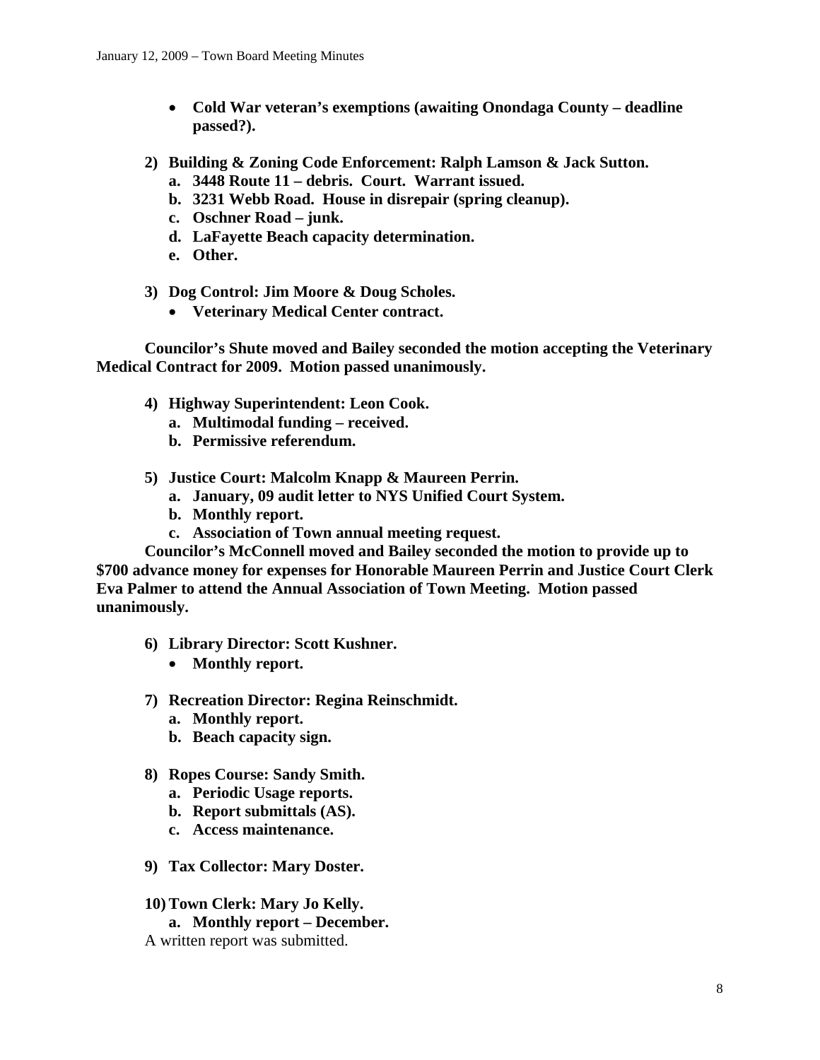- **Cold War veteran's exemptions (awaiting Onondaga County – deadline passed?).**

**2) Building & Zoning Code Enforcement: Ralph Lamson & Jack Sutton.**
   - **a. 3448 Route 11 – debris. Court. Warrant issued.**
   - **b. 3231 Webb Road. House in disrepair (spring cleanup).**
   - **c. Oschner Road – junk.**
   - **d. LaFayette Beach capacity determination.**
   - **e. Other.**

**3) Dog Control: Jim Moore & Doug Scholes.**
   - **Veterinary Medical Center contract.**

**Councilor's Shute moved and Bailey seconded the motion accepting the Veterinary Medical Contract for 2009. Motion passed unanimously.**

**4) Highway Superintendent: Leon Cook.**
   - **a. Multimodal funding – received.**
   - **b. Permissive referendum.**

**5) Justice Court: Malcolm Knapp & Maureen Perrin.**
   - **a. January, 09 audit letter to NYS Unified Court System.**
   - **b. Monthly report.**
   - **c. Association of Town annual meeting request.**

**Councilor's McConnell moved and Bailey seconded the motion to provide up to $700 advance money for expenses for Honorable Maureen Perrin and Justice Court Clerk Eva Palmer to attend the Annual Association of Town Meeting. Motion passed unanimously.**

**6) Library Director: Scott Kushner.**
   - **Monthly report.**

**7) Recreation Director: Regina Reinschmidt.**
   - **a. Monthly report.**
   - **b. Beach capacity sign.**

**8) Ropes Course: Sandy Smith.**
   - **a. Periodic Usage reports.**
   - **b. Report submittals (AS).**
   - **c. Access maintenance.**

**9) Tax Collector: Mary Doster.**

**10) Town Clerk: Mary Jo Kelly.**
   - **a. Monthly report – December.**

A written report was submitted.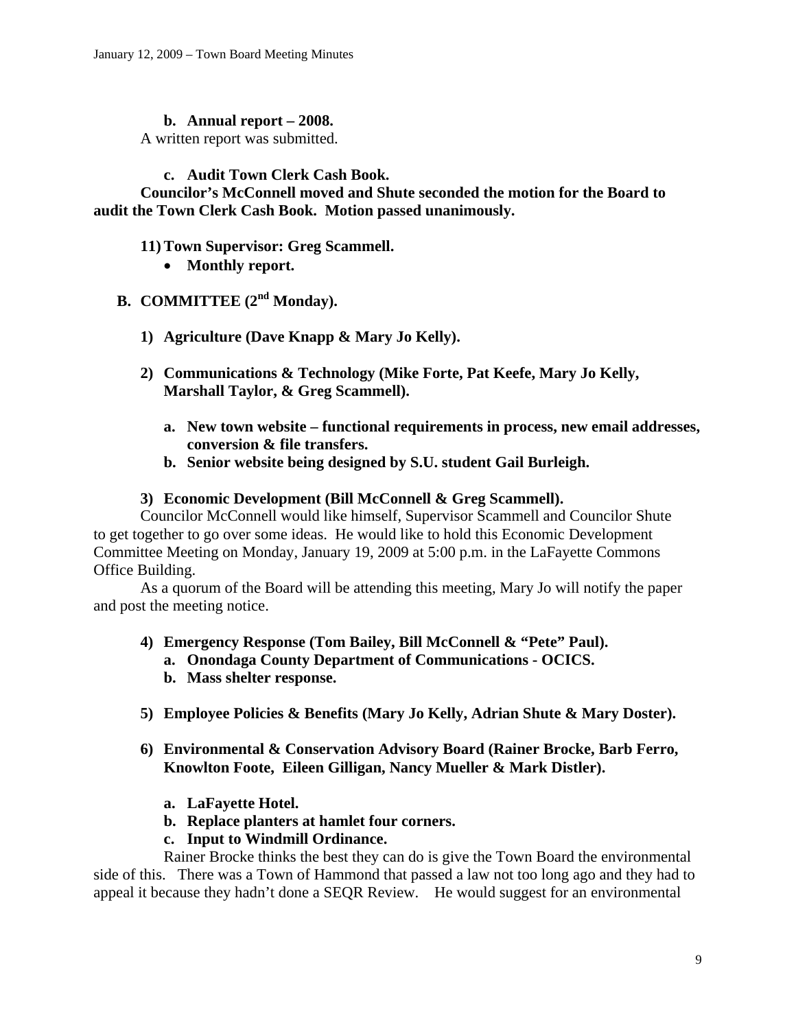**b. Annual report – 2008.**

A written report was submitted.

**c. Audit Town Clerk Cash Book.**

**Councilor's McConnell moved and Shute seconded the motion for the Board to audit the Town Clerk Cash Book. Motion passed unanimously.**

**11) Town Supervisor: Greg Scammell.**

- **Monthly report.**

**B. COMMITTEE (2nd Monday).**

**1) Agriculture (Dave Knapp & Mary Jo Kelly).**

**2) Communications & Technology (Mike Forte, Pat Keefe, Mary Jo Kelly, Marshall Taylor, & Greg Scammell).**

**a. New town website – functional requirements in process, new email addresses, conversion & file transfers.**

**b. Senior website being designed by S.U. student Gail Burleigh.**

**3) Economic Development (Bill McConnell & Greg Scammell).**

Councilor McConnell would like himself, Supervisor Scammell and Councilor Shute to get together to go over some ideas. He would like to hold this Economic Development Committee Meeting on Monday, January 19, 2009 at 5:00 p.m. in the LaFayette Commons Office Building.

As a quorum of the Board will be attending this meeting, Mary Jo will notify the paper and post the meeting notice.

**4) Emergency Response (Tom Bailey, Bill McConnell & "Pete" Paul).**

**a. Onondaga County Department of Communications - OCICS.**

**b. Mass shelter response.**

**5) Employee Policies & Benefits (Mary Jo Kelly, Adrian Shute & Mary Doster).**

**6) Environmental & Conservation Advisory Board (Rainer Brocke, Barb Ferro, Knowlton Foote, Eileen Gilligan, Nancy Mueller & Mark Distler).**

**a. LaFayette Hotel.**

**b. Replace planters at hamlet four corners.**

**c. Input to Windmill Ordinance.**

Rainer Brocke thinks the best they can do is give the Town Board the environmental side of this. There was a Town of Hammond that passed a law not too long ago and they had to appeal it because they hadn't done a SEQR Review. He would suggest for an environmental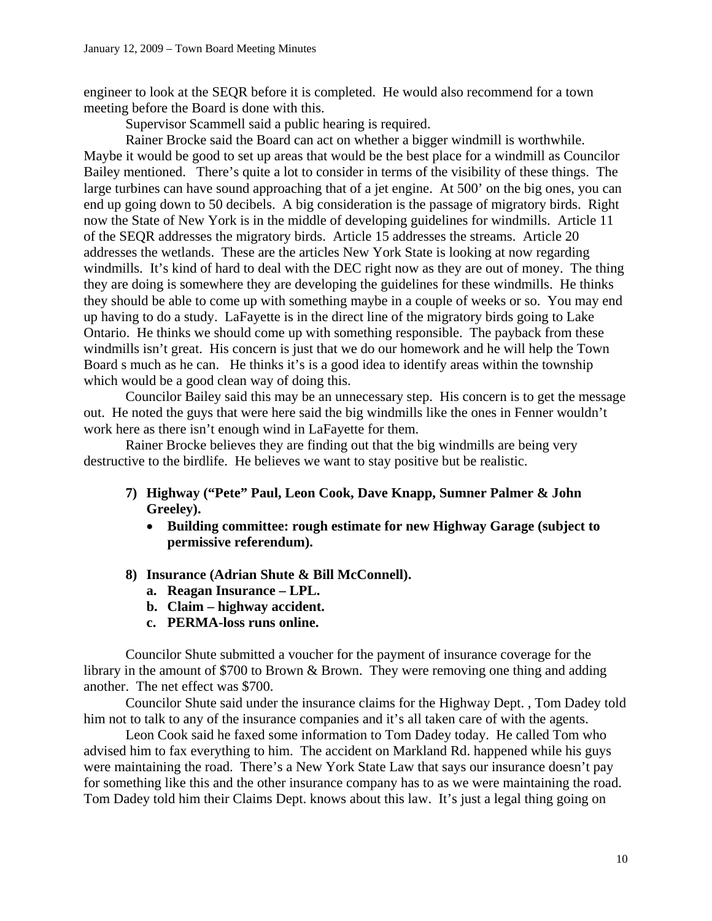engineer to look at the SEQR before it is completed. He would also recommend for a town meeting before the Board is done with this.

Supervisor Scammell said a public hearing is required.

Rainer Brocke said the Board can act on whether a bigger windmill is worthwhile. Maybe it would be good to set up areas that would be the best place for a windmill as Councilor Bailey mentioned. There's quite a lot to consider in terms of the visibility of these things. The large turbines can have sound approaching that of a jet engine. At 500' on the big ones, you can end up going down to 50 decibels. A big consideration is the passage of migratory birds. Right now the State of New York is in the middle of developing guidelines for windmills. Article 11 of the SEQR addresses the migratory birds. Article 15 addresses the streams. Article 20 addresses the wetlands. These are the articles New York State is looking at now regarding windmills. It's kind of hard to deal with the DEC right now as they are out of money. The thing they are doing is somewhere they are developing the guidelines for these windmills. He thinks they should be able to come up with something maybe in a couple of weeks or so. You may end up having to do a study. LaFayette is in the direct line of the migratory birds going to Lake Ontario. He thinks we should come up with something responsible. The payback from these windmills isn't great. His concern is just that we do our homework and he will help the Town Board s much as he can. He thinks it's is a good idea to identify areas within the township which would be a good clean way of doing this.

Councilor Bailey said this may be an unnecessary step. His concern is to get the message out. He noted the guys that were here said the big windmills like the ones in Fenner wouldn't work here as there isn't enough wind in LaFayette for them.

Rainer Brocke believes they are finding out that the big windmills are being very destructive to the birdlife. He believes we want to stay positive but be realistic.

7) **Highway ("Pete" Paul, Leon Cook, Dave Knapp, Sumner Palmer & John Greeley).**
   - **Building committee: rough estimate for new Highway Garage (subject to permissive referendum).**

8) **Insurance (Adrian Shute & Bill McConnell).**
   a. **Reagan Insurance – LPL.**
   b. **Claim – highway accident.**
   c. **PERMA-loss runs online.**

Councilor Shute submitted a voucher for the payment of insurance coverage for the library in the amount of $700 to Brown & Brown. They were removing one thing and adding another. The net effect was $700.

Councilor Shute said under the insurance claims for the Highway Dept. , Tom Dadey told him not to talk to any of the insurance companies and it's all taken care of with the agents.

Leon Cook said he faxed some information to Tom Dadey today. He called Tom who advised him to fax everything to him. The accident on Markland Rd. happened while his guys were maintaining the road. There's a New York State Law that says our insurance doesn't pay for something like this and the other insurance company has to as we were maintaining the road. Tom Dadey told him their Claims Dept. knows about this law. It's just a legal thing going on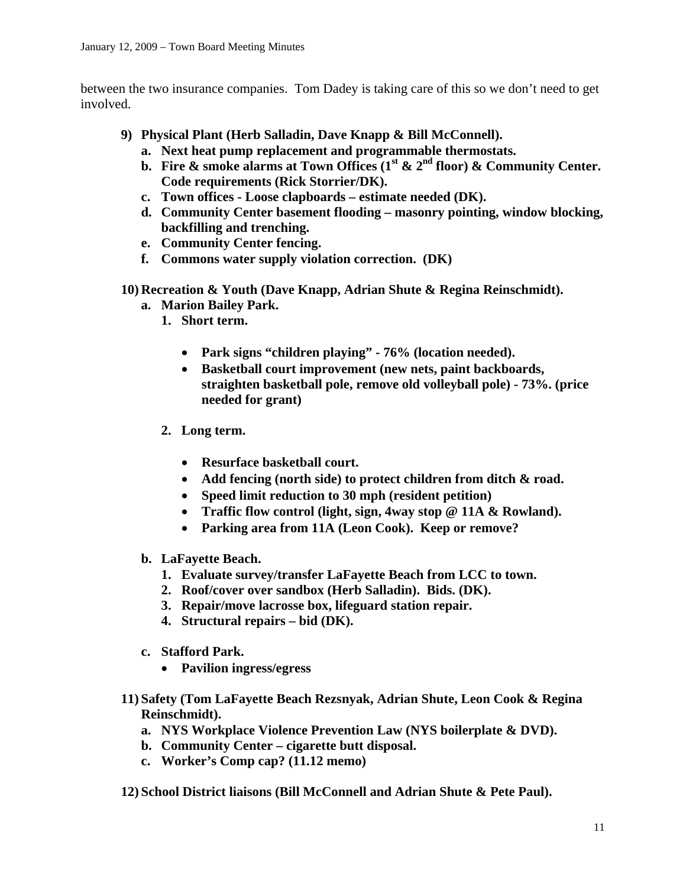between the two insurance companies. Tom Dadey is taking care of this so we don't need to get involved.

9) **Physical Plant (Herb Salladin, Dave Knapp & Bill McConnell).**
   a. **Next heat pump replacement and programmable thermostats.**
   b. **Fire & smoke alarms at Town Offices (1st & 2nd floor) & Community Center. Code requirements (Rick Storrier/DK).**
   c. **Town offices - Loose clapboards – estimate needed (DK).**
   d. **Community Center basement flooding – masonry pointing, window blocking, backfilling and trenching.**
   e. **Community Center fencing.**
   f. **Commons water supply violation correction. (DK)**

10) **Recreation & Youth (Dave Knapp, Adrian Shute & Regina Reinschmidt).**
   a. **Marion Bailey Park.**
      1. **Short term.**
         - **Park signs "children playing" - 76% (location needed).**
         - **Basketball court improvement (new nets, paint backboards, straighten basketball pole, remove old volleyball pole) - 73%. (price needed for grant)**
      2. **Long term.**
         - **Resurface basketball court.**
         - **Add fencing (north side) to protect children from ditch & road.**
         - **Speed limit reduction to 30 mph (resident petition)**
         - **Traffic flow control (light, sign, 4way stop @ 11A & Rowland).**
         - **Parking area from 11A (Leon Cook). Keep or remove?**
   b. **LaFayette Beach.**
      1. **Evaluate survey/transfer LaFayette Beach from LCC to town.**
      2. **Roof/cover over sandbox (Herb Salladin). Bids. (DK).**
      3. **Repair/move lacrosse box, lifeguard station repair.**
      4. **Structural repairs – bid (DK).**
   c. **Stafford Park.**
      - **Pavilion ingress/egress**

11) **Safety (Tom LaFayette Beach Rezsnyak, Adrian Shute, Leon Cook & Regina Reinschmidt).**
   a. **NYS Workplace Violence Prevention Law (NYS boilerplate & DVD).**
   b. **Community Center – cigarette butt disposal.**
   c. **Worker's Comp cap? (11.12 memo)**

12) **School District liaisons (Bill McConnell and Adrian Shute & Pete Paul).**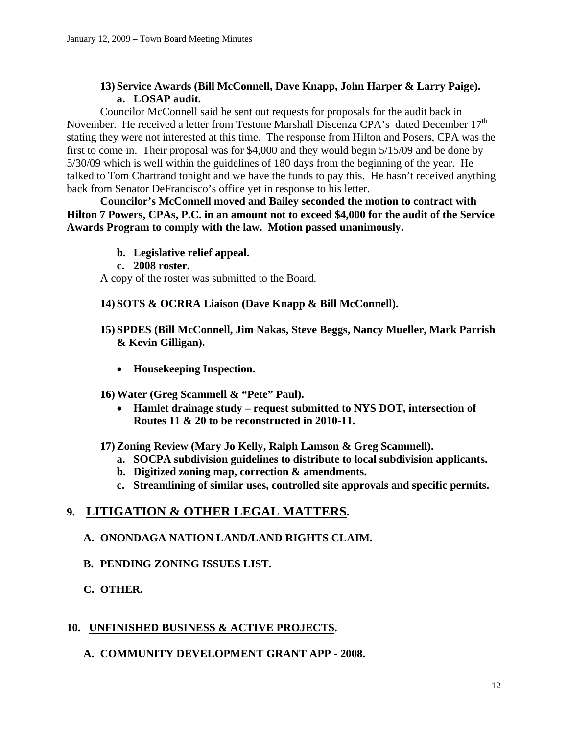**13) Service Awards (Bill McConnell, Dave Knapp, John Harper & Larry Paige).**

**a. LOSAP audit.**

Councilor McConnell said he sent out requests for proposals for the audit back in November. He received a letter from Testone Marshall Discenza CPA's dated December 17th stating they were not interested at this time. The response from Hilton and Posers, CPA was the first to come in. Their proposal was for $4,000 and they would begin 5/15/09 and be done by 5/30/09 which is well within the guidelines of 180 days from the beginning of the year. He talked to Tom Chartrand tonight and we have the funds to pay this. He hasn't received anything back from Senator DeFrancisco's office yet in response to his letter.

**Councilor's McConnell moved and Bailey seconded the motion to contract with Hilton 7 Powers, CPAs, P.C. in an amount not to exceed $4,000 for the audit of the Service Awards Program to comply with the law. Motion passed unanimously.**

**b. Legislative relief appeal.**

**c. 2008 roster.**

A copy of the roster was submitted to the Board.

**14) SOTS & OCRRA Liaison (Dave Knapp & Bill McConnell).**

**15) SPDES (Bill McConnell, Jim Nakas, Steve Beggs, Nancy Mueller, Mark Parrish & Kevin Gilligan).**

- **Housekeeping Inspection.**

**16) Water (Greg Scammell & "Pete" Paul).**

- **Hamlet drainage study – request submitted to NYS DOT, intersection of Routes 11 & 20 to be reconstructed in 2010-11.**

**17) Zoning Review (Mary Jo Kelly, Ralph Lamson & Greg Scammell).**

**a. SOCPA subdivision guidelines to distribute to local subdivision applicants.**

**b. Digitized zoning map, correction & amendments.**

**c. Streamlining of similar uses, controlled site approvals and specific permits.**

## 9. LITIGATION & OTHER LEGAL MATTERS.

**A. ONONDAGA NATION LAND/LAND RIGHTS CLAIM.**

**B. PENDING ZONING ISSUES LIST.**

**C. OTHER.**

## 10. UNFINISHED BUSINESS & ACTIVE PROJECTS.

**A. COMMUNITY DEVELOPMENT GRANT APP - 2008.**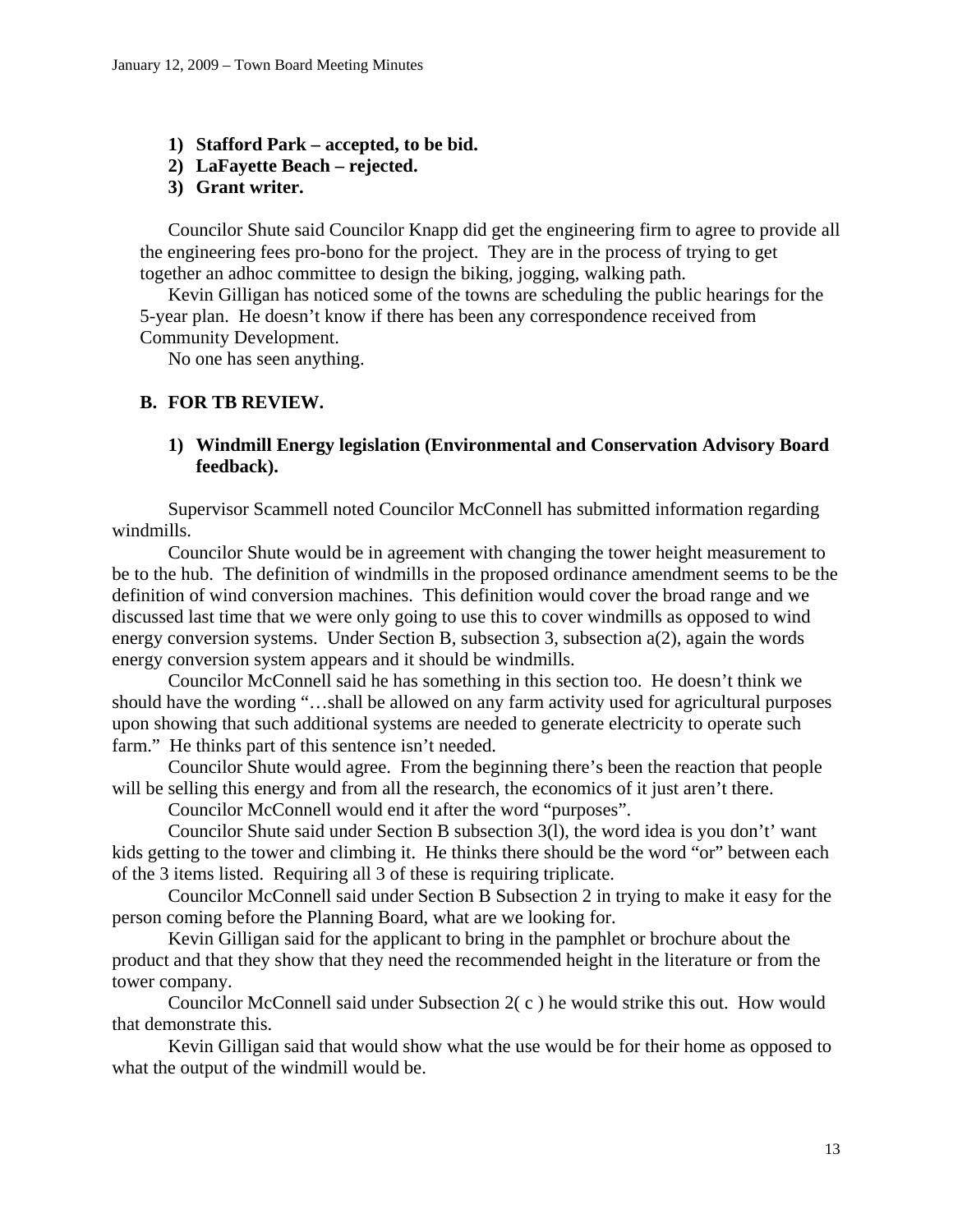1) **Stafford Park – accepted, to be bid.**
2) **LaFayette Beach – rejected.**
3) **Grant writer.**

Councilor Shute said Councilor Knapp did get the engineering firm to agree to provide all the engineering fees pro-bono for the project. They are in the process of trying to get together an adhoc committee to design the biking, jogging, walking path.

Kevin Gilligan has noticed some of the towns are scheduling the public hearings for the 5-year plan. He doesn't know if there has been any correspondence received from Community Development.

No one has seen anything.

### B. FOR TB REVIEW.

#### 1) Windmill Energy legislation (Environmental and Conservation Advisory Board feedback).

Supervisor Scammell noted Councilor McConnell has submitted information regarding windmills.

Councilor Shute would be in agreement with changing the tower height measurement to be to the hub. The definition of windmills in the proposed ordinance amendment seems to be the definition of wind conversion machines. This definition would cover the broad range and we discussed last time that we were only going to use this to cover windmills as opposed to wind energy conversion systems. Under Section B, subsection 3, subsection a(2), again the words energy conversion system appears and it should be windmills.

Councilor McConnell said he has something in this section too. He doesn't think we should have the wording "…shall be allowed on any farm activity used for agricultural purposes upon showing that such additional systems are needed to generate electricity to operate such farm." He thinks part of this sentence isn't needed.

Councilor Shute would agree. From the beginning there's been the reaction that people will be selling this energy and from all the research, the economics of it just aren't there.

Councilor McConnell would end it after the word "purposes".

Councilor Shute said under Section B subsection 3(l), the word idea is you don't' want kids getting to the tower and climbing it. He thinks there should be the word "or" between each of the 3 items listed. Requiring all 3 of these is requiring triplicate.

Councilor McConnell said under Section B Subsection 2 in trying to make it easy for the person coming before the Planning Board, what are we looking for.

Kevin Gilligan said for the applicant to bring in the pamphlet or brochure about the product and that they show that they need the recommended height in the literature or from the tower company.

Councilor McConnell said under Subsection 2( c ) he would strike this out. How would that demonstrate this.

Kevin Gilligan said that would show what the use would be for their home as opposed to what the output of the windmill would be.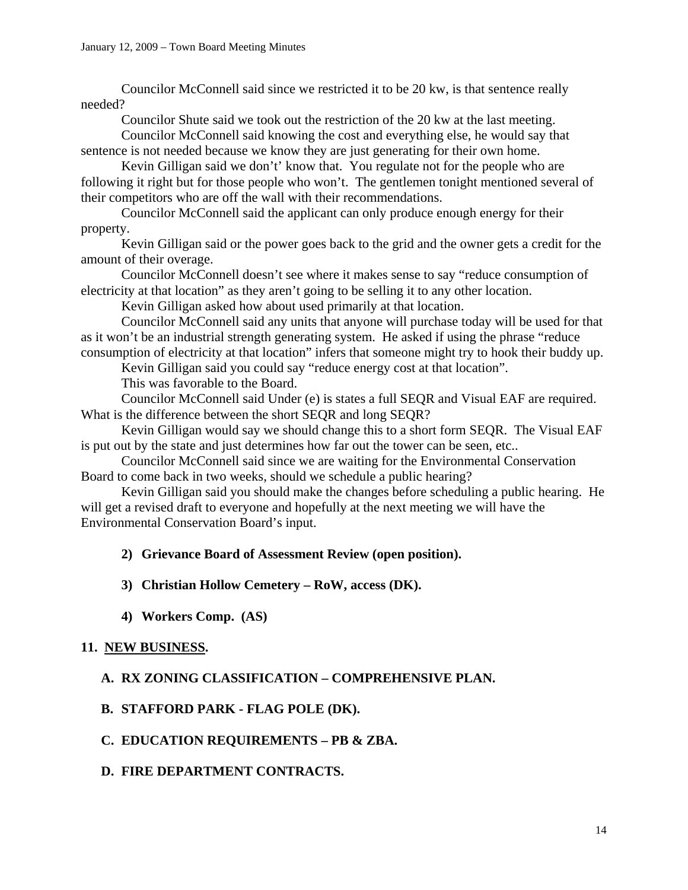Councilor McConnell said since we restricted it to be 20 kw, is that sentence really needed?

Councilor Shute said we took out the restriction of the 20 kw at the last meeting.

Councilor McConnell said knowing the cost and everything else, he would say that sentence is not needed because we know they are just generating for their own home.

Kevin Gilligan said we don't' know that. You regulate not for the people who are following it right but for those people who won't. The gentlemen tonight mentioned several of their competitors who are off the wall with their recommendations.

Councilor McConnell said the applicant can only produce enough energy for their property.

Kevin Gilligan said or the power goes back to the grid and the owner gets a credit for the amount of their overage.

Councilor McConnell doesn't see where it makes sense to say "reduce consumption of electricity at that location" as they aren't going to be selling it to any other location.

Kevin Gilligan asked how about used primarily at that location.

Councilor McConnell said any units that anyone will purchase today will be used for that as it won't be an industrial strength generating system. He asked if using the phrase "reduce consumption of electricity at that location" infers that someone might try to hook their buddy up.

Kevin Gilligan said you could say "reduce energy cost at that location".

This was favorable to the Board.

Councilor McConnell said Under (e) is states a full SEQR and Visual EAF are required. What is the difference between the short SEQR and long SEQR?

Kevin Gilligan would say we should change this to a short form SEQR. The Visual EAF is put out by the state and just determines how far out the tower can be seen, etc..

Councilor McConnell said since we are waiting for the Environmental Conservation Board to come back in two weeks, should we schedule a public hearing?

Kevin Gilligan said you should make the changes before scheduling a public hearing. He will get a revised draft to everyone and hopefully at the next meeting we will have the Environmental Conservation Board's input.

2) **Grievance Board of Assessment Review (open position).**

3) **Christian Hollow Cemetery – RoW, access (DK).**

4) **Workers Comp. (AS)**

**11. <u>NEW BUSINESS</u>.**

**A. RX ZONING CLASSIFICATION – COMPREHENSIVE PLAN.**

**B. STAFFORD PARK - FLAG POLE (DK).**

**C. EDUCATION REQUIREMENTS – PB & ZBA.**

**D. FIRE DEPARTMENT CONTRACTS.**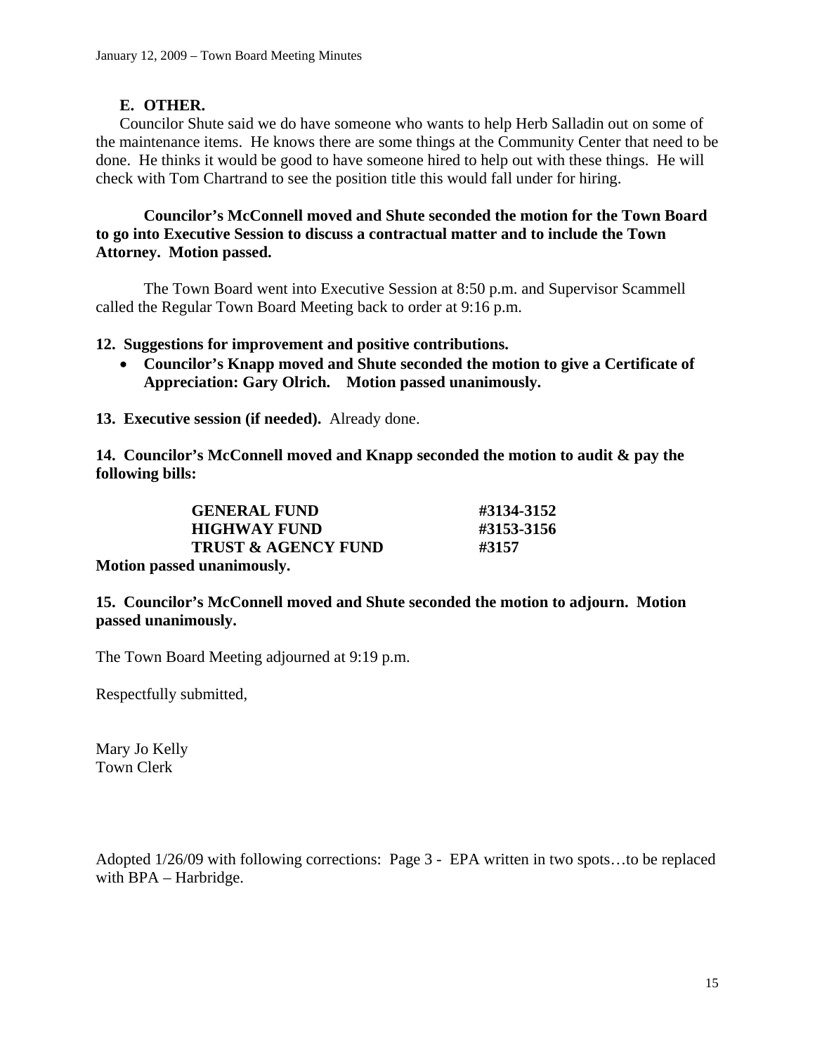### E. OTHER.

Councilor Shute said we do have someone who wants to help Herb Salladin out on some of the maintenance items. He knows there are some things at the Community Center that need to be done. He thinks it would be good to have someone hired to help out with these things. He will check with Tom Chartrand to see the position title this would fall under for hiring.

**Councilor's McConnell moved and Shute seconded the motion for the Town Board to go into Executive Session to discuss a contractual matter and to include the Town Attorney. Motion passed.**

The Town Board went into Executive Session at 8:50 p.m. and Supervisor Scammell called the Regular Town Board Meeting back to order at 9:16 p.m.

**12. Suggestions for improvement and positive contributions.**

- **Councilor's Knapp moved and Shute seconded the motion to give a Certificate of Appreciation: Gary Olrich. Motion passed unanimously.**

**13. Executive session (if needed).** Already done.

**14. Councilor's McConnell moved and Knapp seconded the motion to audit & pay the following bills:**

| | |
|---|---|
| **GENERAL FUND** | **#3134-3152** |
| **HIGHWAY FUND** | **#3153-3156** |
| **TRUST & AGENCY FUND** | **#3157** |

**Motion passed unanimously.**

**15. Councilor's McConnell moved and Shute seconded the motion to adjourn. Motion passed unanimously.**

The Town Board Meeting adjourned at 9:19 p.m.

Respectfully submitted,

Mary Jo Kelly
Town Clerk

Adopted 1/26/09 with following corrections: Page 3 - EPA written in two spots…to be replaced with BPA – Harbridge.